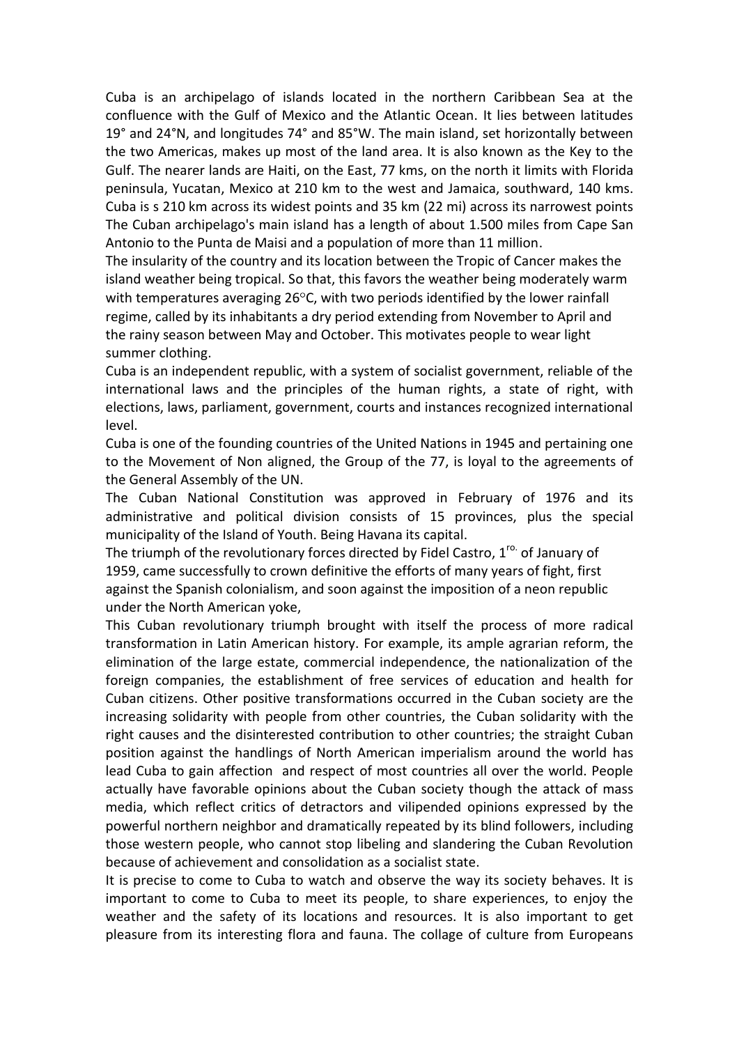Cuba is an archipelago of islands located in the northern Caribbean Sea at the confluence with the Gulf of Mexico and the Atlantic Ocean. It lies between latitudes 19° and 24°N, and longitudes 74° and 85°W. The main island, set horizontally between the two Americas, makes up most of the land area. It is also known as the Key to the Gulf. The nearer lands are Haiti, on the East, 77 kms, on the north it limits with Florida peninsula, Yucatan, Mexico at 210 km to the west and Jamaica, southward, 140 kms. Cuba is s 210 km across its widest points and 35 km (22 mi) across its narrowest points The Cuban archipelago's main island has a length of about 1.500 miles from Cape San Antonio to the Punta de Maisi and a population of more than 11 million.

The insularity of the country and its location between the Tropic of Cancer makes the island weather being tropical. So that, this favors the weather being moderately warm with temperatures averaging 26°C, with two periods identified by the lower rainfall regime, called by its inhabitants a dry period extending from November to April and the rainy season between May and October. This motivates people to wear light summer clothing.

Cuba is an independent republic, with a system of socialist government, reliable of the international laws and the principles of the human rights, a state of right, with elections, laws, parliament, government, courts and instances recognized international level.

Cuba is one of the founding countries of the United Nations in 1945 and pertaining one to the Movement of Non aligned, the Group of the 77, is loyal to the agreements of the General Assembly of the UN.

The Cuban National Constitution was approved in February of 1976 and its administrative and political division consists of 15 provinces, plus the special municipality of the Island of Youth. Being Havana its capital.

The triumph of the revolutionary forces directed by Fidel Castro, 1ro. of January of 1959, came successfully to crown definitive the efforts of many years of fight, first against the Spanish colonialism, and soon against the imposition of a neon republic under the North American yoke,

This Cuban revolutionary triumph brought with itself the process of more radical transformation in Latin American history. For example, its ample agrarian reform, the elimination of the large estate, commercial independence, the nationalization of the foreign companies, the establishment of free services of education and health for Cuban citizens. Other positive transformations occurred in the Cuban society are the increasing solidarity with people from other countries, the Cuban solidarity with the right causes and the disinterested contribution to other countries; the straight Cuban position against the handlings of North American imperialism around the world has lead Cuba to gain affection and respect of most countries all over the world. People actually have favorable opinions about the Cuban society though the attack of mass media, which reflect critics of detractors and vilipended opinions expressed by the powerful northern neighbor and dramatically repeated by its blind followers, including those western people, who cannot stop libeling and slandering the Cuban Revolution because of achievement and consolidation as a socialist state.

It is precise to come to Cuba to watch and observe the way its society behaves. It is important to come to Cuba to meet its people, to share experiences, to enjoy the weather and the safety of its locations and resources. It is also important to get pleasure from its interesting flora and fauna. The collage of culture from Europeans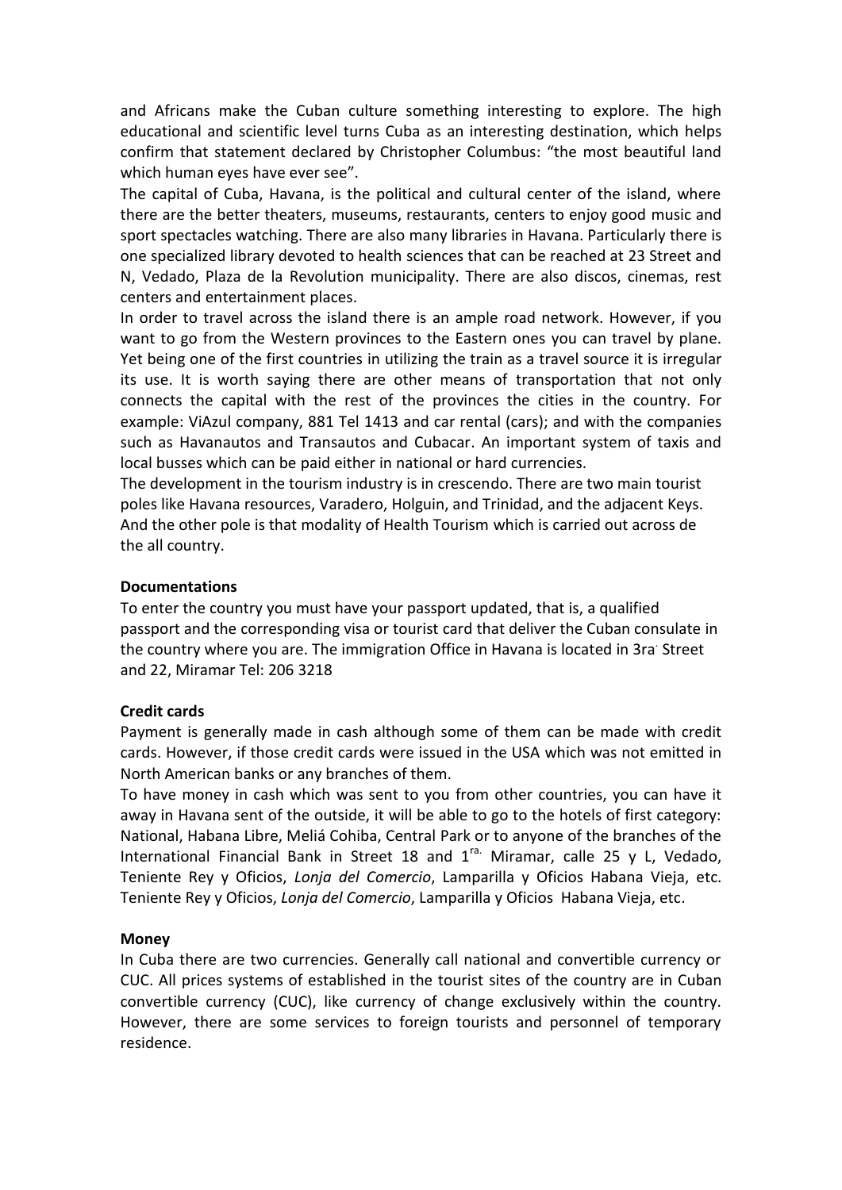and Africans make the Cuban culture something interesting to explore. The high educational and scientific level turns Cuba as an interesting destination, which helps confirm that statement declared by Christopher Columbus: "the most beautiful land which human eyes have ever see".

The capital of Cuba, Havana, is the political and cultural center of the island, where there are the better theaters, museums, restaurants, centers to enjoy good music and sport spectacles watching. There are also many libraries in Havana. Particularly there is one specialized library devoted to health sciences that can be reached at 23 Street and N, Vedado, Plaza de la Revolution municipality. There are also discos, cinemas, rest centers and entertainment places.

In order to travel across the island there is an ample road network. However, if you want to go from the Western provinces to the Eastern ones you can travel by plane. Yet being one of the first countries in utilizing the train as a travel source it is irregular its use. It is worth saying there are other means of transportation that not only connects the capital with the rest of the provinces the cities in the country. For example: ViAzul company, 881 Tel 1413 and car rental (cars); and with the companies such as Havanautos and Transautos and Cubacar. An important system of taxis and local busses which can be paid either in national or hard currencies.

The development in the tourism industry is in crescendo. There are two main tourist poles like Havana resources, Varadero, Holguin, and Trinidad, and the adjacent Keys. And the other pole is that modality of Health Tourism which is carried out across de the all country.

**Documentations**

To enter the country you must have your passport updated, that is, a qualified passport and the corresponding visa or tourist card that deliver the Cuban consulate in the country where you are. The immigration Office in Havana is located in 3ra. Street and 22, Miramar Tel: 206 3218

**Credit cards**

Payment is generally made in cash although some of them can be made with credit cards. However, if those credit cards were issued in the USA which was not emitted in North American banks or any branches of them.

To have money in cash which was sent to you from other countries, you can have it away in Havana sent of the outside, it will be able to go to the hotels of first category: National, Habana Libre, Meliá Cohiba, Central Park or to anyone of the branches of the International Financial Bank in Street 18 and 1ra. Miramar, calle 25 y L, Vedado, Teniente Rey y Oficios, *Lonja del Comercio*, Lamparilla y Oficios Habana Vieja, etc. Teniente Rey y Oficios, *Lonja del Comercio*, Lamparilla y Oficios Habana Vieja, etc.

**Money**

In Cuba there are two currencies. Generally call national and convertible currency or CUC. All prices systems of established in the tourist sites of the country are in Cuban convertible currency (CUC), like currency of change exclusively within the country. However, there are some services to foreign tourists and personnel of temporary residence.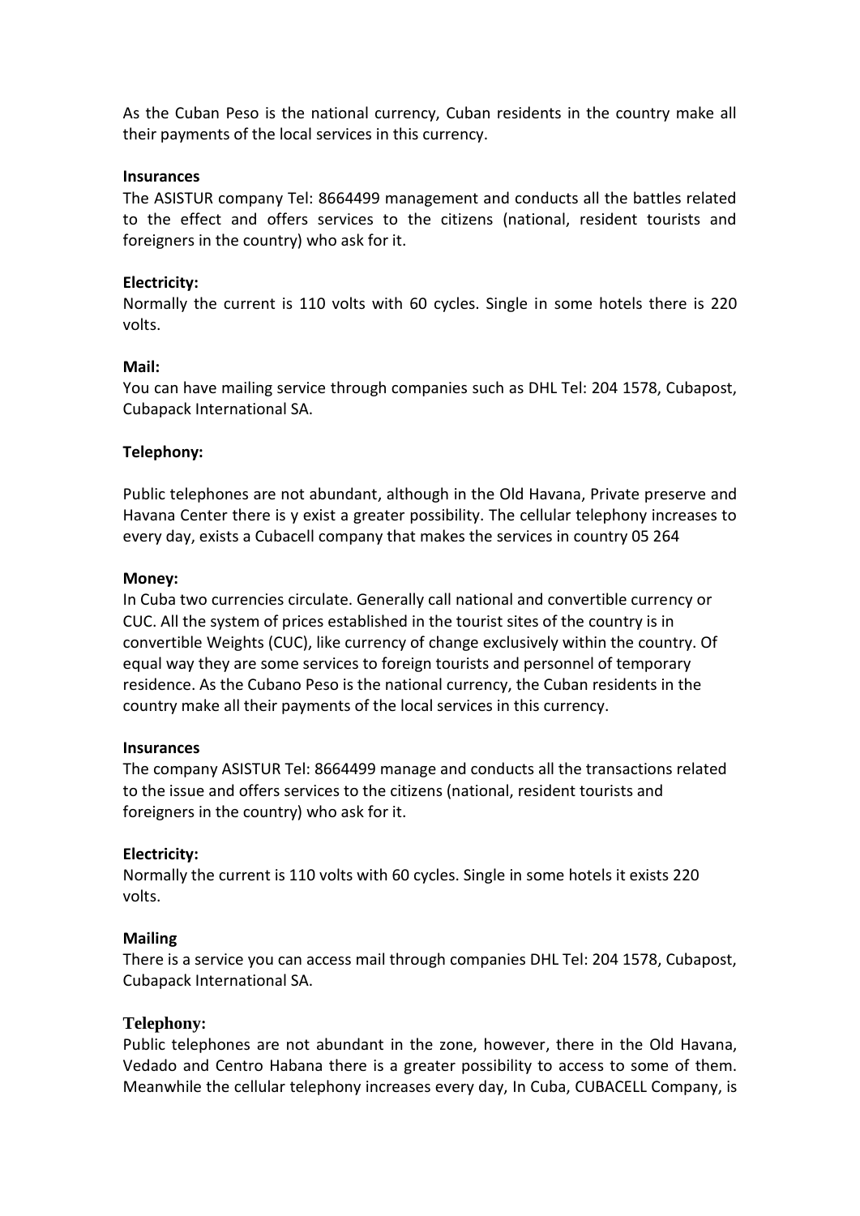As the Cuban Peso is the national currency, Cuban residents in the country make all their payments of the local services in this currency.

**Insurances**

The ASISTUR company Tel: 8664499 management and conducts all the battles related to the effect and offers services to the citizens (national, resident tourists and foreigners in the country) who ask for it.

**Electricity:**

Normally the current is 110 volts with 60 cycles. Single in some hotels there is 220 volts.

**Mail:**

You can have mailing service through companies such as DHL Tel: 204 1578, Cubapost, Cubapack International SA.

**Telephony:**

Public telephones are not abundant, although in the Old Havana, Private preserve and Havana Center there is y exist a greater possibility. The cellular telephony increases to every day, exists a Cubacell company that makes the services in country 05 264

**Money:**

In Cuba two currencies circulate. Generally call national and convertible currency or CUC. All the system of prices established in the tourist sites of the country is in convertible Weights (CUC), like currency of change exclusively within the country. Of equal way they are some services to foreign tourists and personnel of temporary residence. As the Cubano Peso is the national currency, the Cuban residents in the country make all their payments of the local services in this currency.

**Insurances**

The company ASISTUR Tel: 8664499 manage and conducts all the transactions related to the issue and offers services to the citizens (national, resident tourists and foreigners in the country) who ask for it.

**Electricity:**

Normally the current is 110 volts with 60 cycles. Single in some hotels it exists 220 volts.

**Mailing**

There is a service you can access mail through companies DHL Tel: 204 1578, Cubapost, Cubapack International SA.

**Telephony:**

Public telephones are not abundant in the zone, however, there in the Old Havana, Vedado and Centro Habana there is a greater possibility to access to some of them. Meanwhile the cellular telephony increases every day, In Cuba, CUBACELL Company, is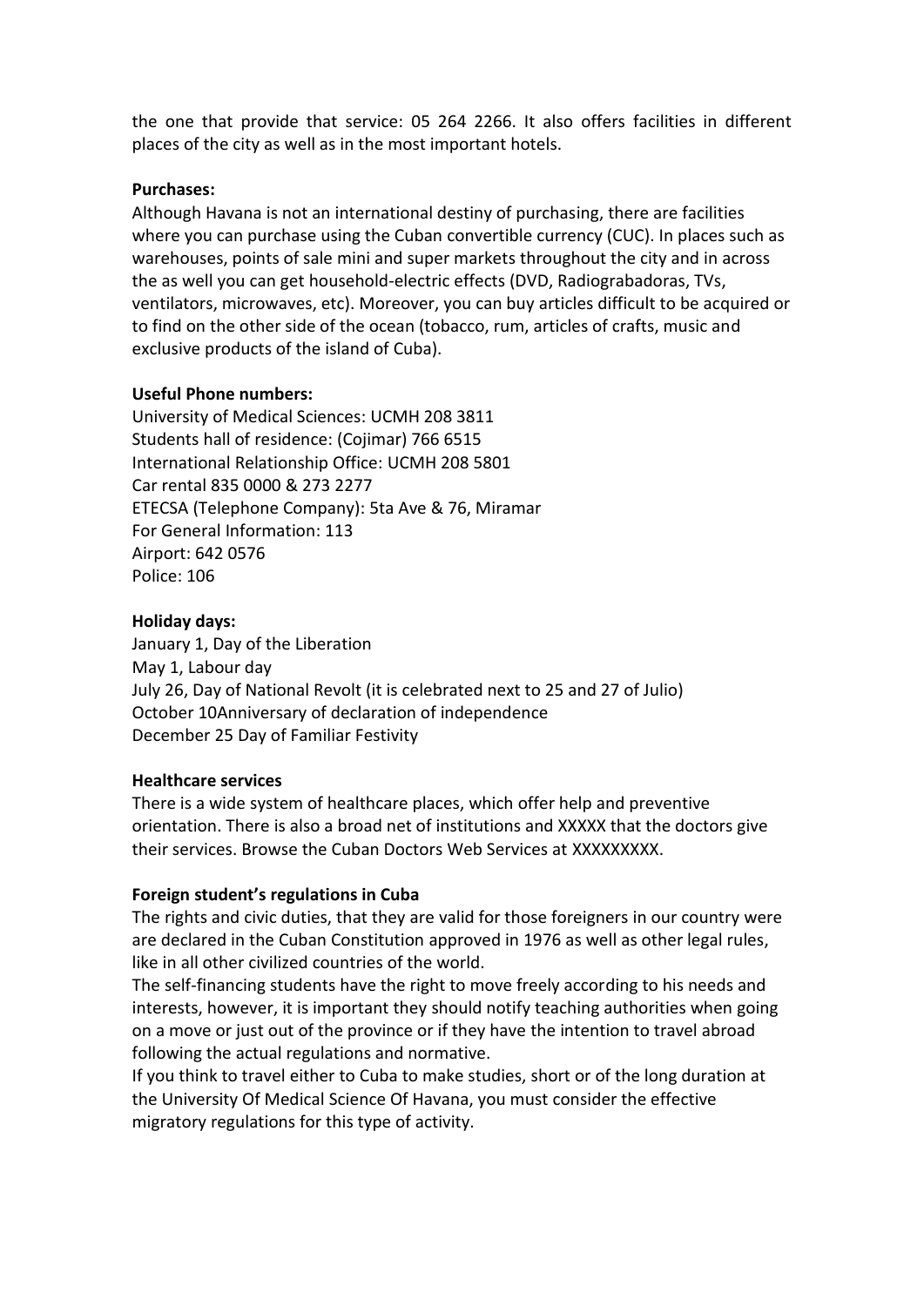the one that provide that service: 05 264 2266. It also offers facilities in different places of the city as well as in the most important hotels.

**Purchases:**

Although Havana is not an international destiny of purchasing, there are facilities where you can purchase using the Cuban convertible currency (CUC). In places such as warehouses, points of sale mini and super markets throughout the city and in across the as well you can get household-electric effects (DVD, Radiograbadoras, TVs, ventilators, microwaves, etc). Moreover, you can buy articles difficult to be acquired or to find on the other side of the ocean (tobacco, rum, articles of crafts, music and exclusive products of the island of Cuba).

**Useful Phone numbers:**

University of Medical Sciences: UCMH 208 3811
Students hall of residence: (Cojimar) 766 6515
International Relationship Office: UCMH 208 5801
Car rental 835 0000 & 273 2277
ETECSA (Telephone Company): 5ta Ave & 76, Miramar
For General Information: 113
Airport: 642 0576
Police: 106

**Holiday days:**

January 1, Day of the Liberation
May 1, Labour day
July 26, Day of National Revolt (it is celebrated next to 25 and 27 of Julio)
October 10Anniversary of declaration of independence
December 25 Day of Familiar Festivity

**Healthcare services**

There is a wide system of healthcare places, which offer help and preventive orientation. There is also a broad net of institutions and XXXXX that the doctors give their services. Browse the Cuban Doctors Web Services at XXXXXXXXX.

**Foreign student's regulations in Cuba**

The rights and civic duties, that they are valid for those foreigners in our country were are declared in the Cuban Constitution approved in 1976 as well as other legal rules, like in all other civilized countries of the world.

The self-financing students have the right to move freely according to his needs and interests, however, it is important they should notify teaching authorities when going on a move or just out of the province or if they have the intention to travel abroad following the actual regulations and normative.

If you think to travel either to Cuba to make studies, short or of the long duration at the University Of Medical Science Of Havana, you must consider the effective migratory regulations for this type of activity.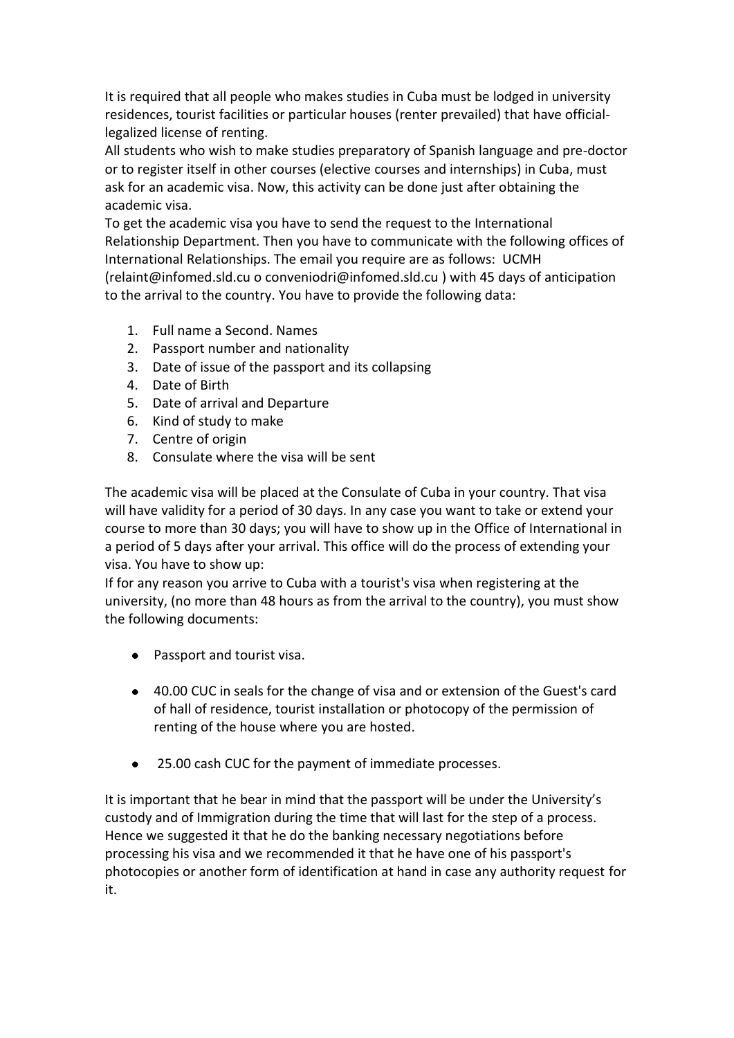It is required that all people who makes studies in Cuba must be lodged in university residences, tourist facilities or particular houses (renter prevailed) that have official-legalized license of renting.

All students who wish to make studies preparatory of Spanish language and pre-doctor or to register itself in other courses (elective courses and internships) in Cuba, must ask for an academic visa. Now, this activity can be done just after obtaining the academic visa.

To get the academic visa you have to send the request to the International Relationship Department. Then you have to communicate with the following offices of International Relationships. The email you require are as follows: UCMH (relaint@infomed.sld.cu o conveniodri@infomed.sld.cu ) with 45 days of anticipation to the arrival to the country. You have to provide the following data:

1. Full name a Second. Names
2. Passport number and nationality
3. Date of issue of the passport and its collapsing
4. Date of Birth
5. Date of arrival and Departure
6. Kind of study to make
7. Centre of origin
8. Consulate where the visa will be sent

The academic visa will be placed at the Consulate of Cuba in your country. That visa will have validity for a period of 30 days. In any case you want to take or extend your course to more than 30 days; you will have to show up in the Office of International in a period of 5 days after your arrival. This office will do the process of extending your visa. You have to show up:

If for any reason you arrive to Cuba with a tourist's visa when registering at the university, (no more than 48 hours as from the arrival to the country), you must show the following documents:

- Passport and tourist visa.
- 40.00 CUC in seals for the change of visa and or extension of the Guest's card of hall of residence, tourist installation or photocopy of the permission of renting of the house where you are hosted.
- 25.00 cash CUC for the payment of immediate processes.

It is important that he bear in mind that the passport will be under the University's custody and of Immigration during the time that will last for the step of a process. Hence we suggested it that he do the banking necessary negotiations before processing his visa and we recommended it that he have one of his passport's photocopies or another form of identification at hand in case any authority request for it.